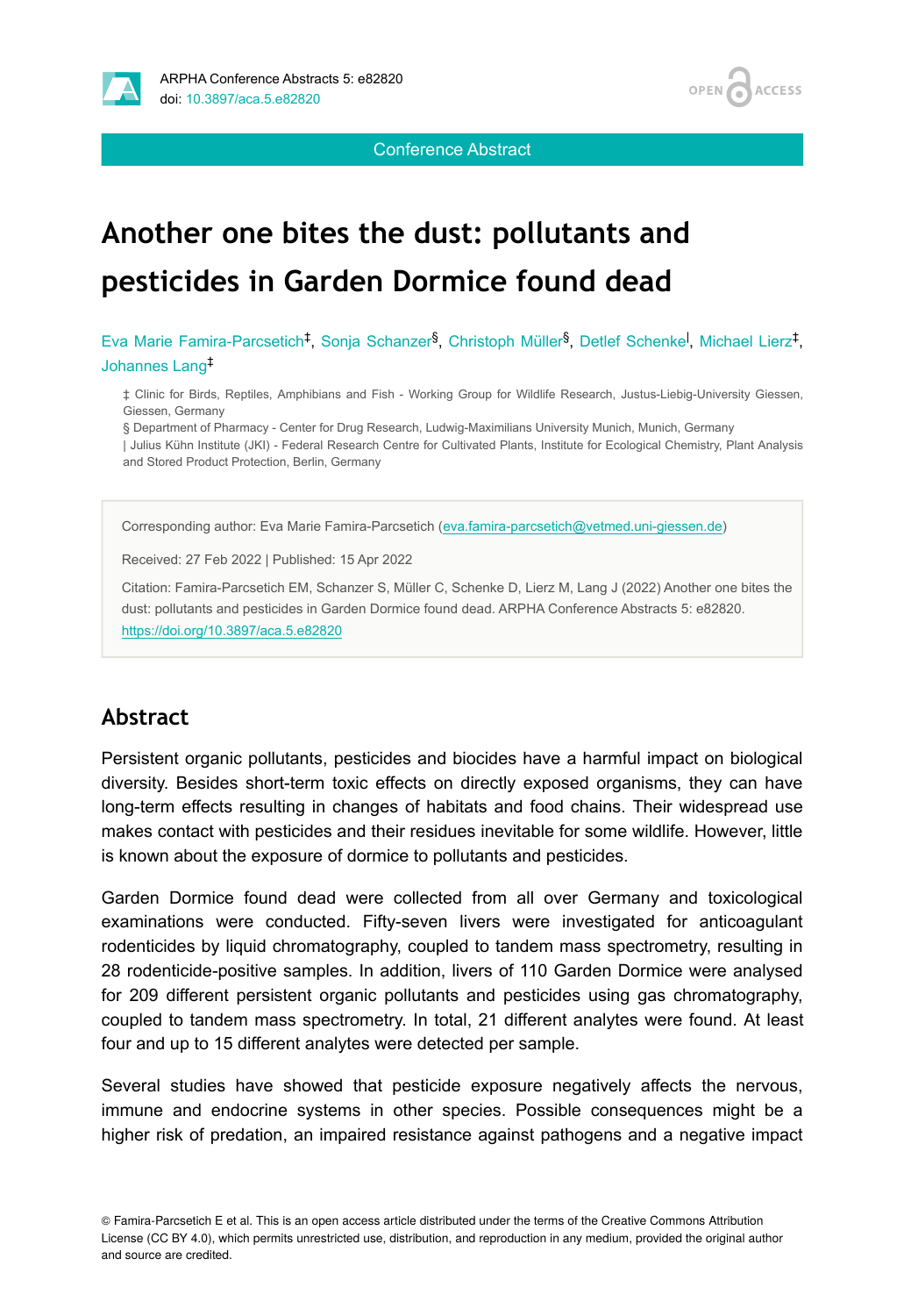# Another one bites the dust: pollutants and pesticides in Garden Dormice found dead

Eva Marie Famira-Parcsetich[‡], Sonja Schanzer[§], Christoph Müller[§], Detlef Schenke[|], Michael Lierz[‡], Johannes Lang[‡]

‡ Clinic for Birds, Reptiles, Amphibians and Fish - Working Group for Wildlife Research, Justus-Liebig-University Giessen, Giessen, Germany

§ Department of Pharmacy - Center for Drug Research, Ludwig-Maximilians University Munich, Munich, Germany

| Julius Kühn Institute (JKI) - Federal Research Centre for Cultivated Plants, Institute for Ecological Chemistry, Plant Analysis and Stored Product Protection, Berlin, Germany

Corresponding author: Eva Marie Famira-Parcsetich (eva.famira-parcsetich@vetmed.uni-giessen.de)

Received: 27 Feb 2022 | Published: 15 Apr 2022

Citation: Famira-Parcsetich EM, Schanzer S, Müller C, Schenke D, Lierz M, Lang J (2022) Another one bites the dust: pollutants and pesticides in Garden Dormice found dead. ARPHA Conference Abstracts 5: e82820. https://doi.org/10.3897/aca.5.e82820

## Abstract

Persistent organic pollutants, pesticides and biocides have a harmful impact on biological diversity. Besides short-term toxic effects on directly exposed organisms, they can have long-term effects resulting in changes of habitats and food chains. Their widespread use makes contact with pesticides and their residues inevitable for some wildlife. However, little is known about the exposure of dormice to pollutants and pesticides.

Garden Dormice found dead were collected from all over Germany and toxicological examinations were conducted. Fifty-seven livers were investigated for anticoagulant rodenticides by liquid chromatography, coupled to tandem mass spectrometry, resulting in 28 rodenticide-positive samples. In addition, livers of 110 Garden Dormice were analysed for 209 different persistent organic pollutants and pesticides using gas chromatography, coupled to tandem mass spectrometry. In total, 21 different analytes were found. At least four and up to 15 different analytes were detected per sample.

Several studies have showed that pesticide exposure negatively affects the nervous, immune and endocrine systems in other species. Possible consequences might be a higher risk of predation, an impaired resistance against pathogens and a negative impact

© Famira-Parcsetich E et al. This is an open access article distributed under the terms of the Creative Commons Attribution License (CC BY 4.0), which permits unrestricted use, distribution, and reproduction in any medium, provided the original author and source are credited.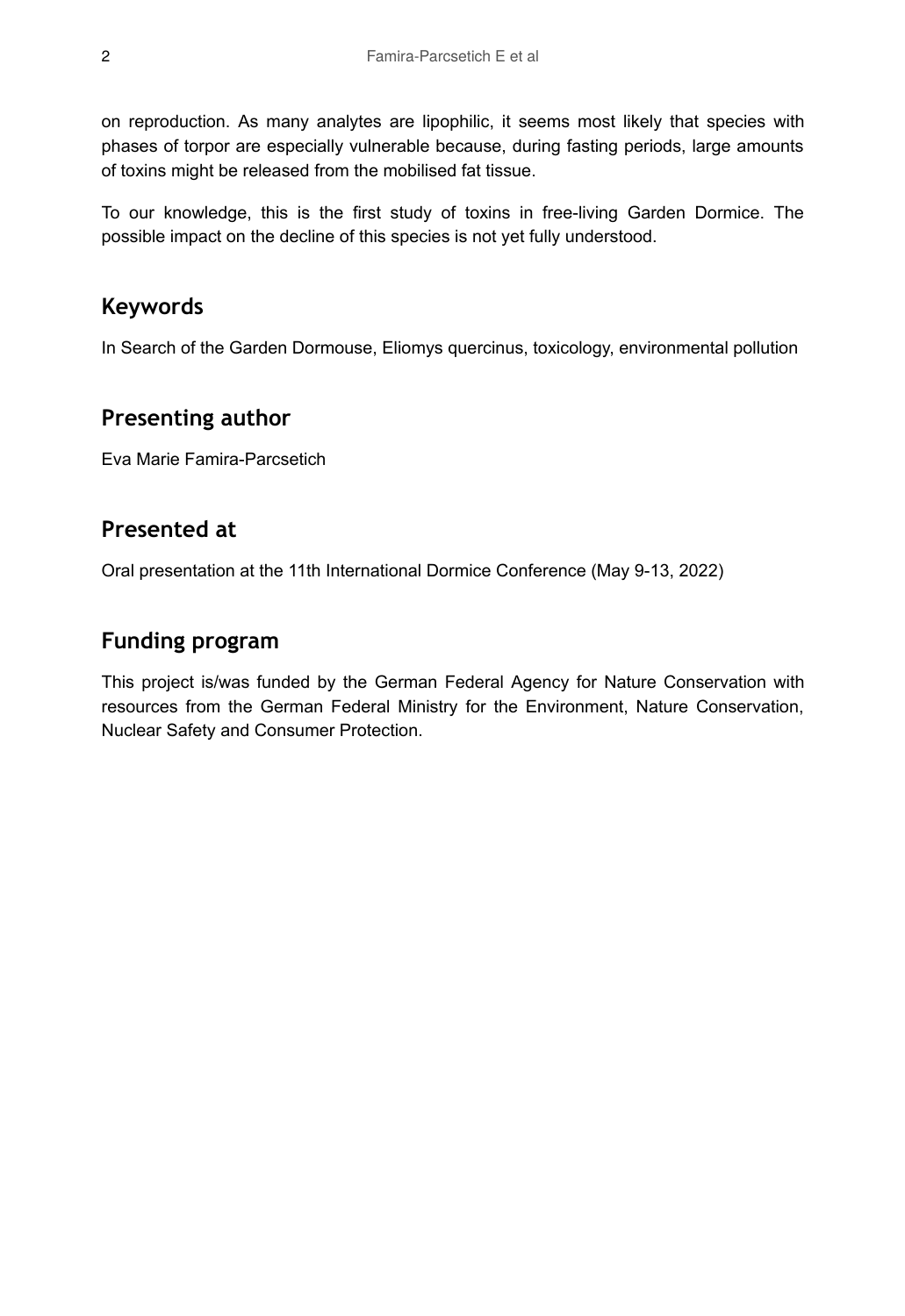on reproduction. As many analytes are lipophilic, it seems most likely that species with phases of torpor are especially vulnerable because, during fasting periods, large amounts of toxins might be released from the mobilised fat tissue.

To our knowledge, this is the first study of toxins in free-living Garden Dormice. The possible impact on the decline of this species is not yet fully understood.

## Keywords

In Search of the Garden Dormouse, Eliomys quercinus, toxicology, environmental pollution

## Presenting author

Eva Marie Famira-Parcsetich

## Presented at

Oral presentation at the 11th International Dormice Conference (May 9-13, 2022)

## Funding program

This project is/was funded by the German Federal Agency for Nature Conservation with resources from the German Federal Ministry for the Environment, Nature Conservation, Nuclear Safety and Consumer Protection.